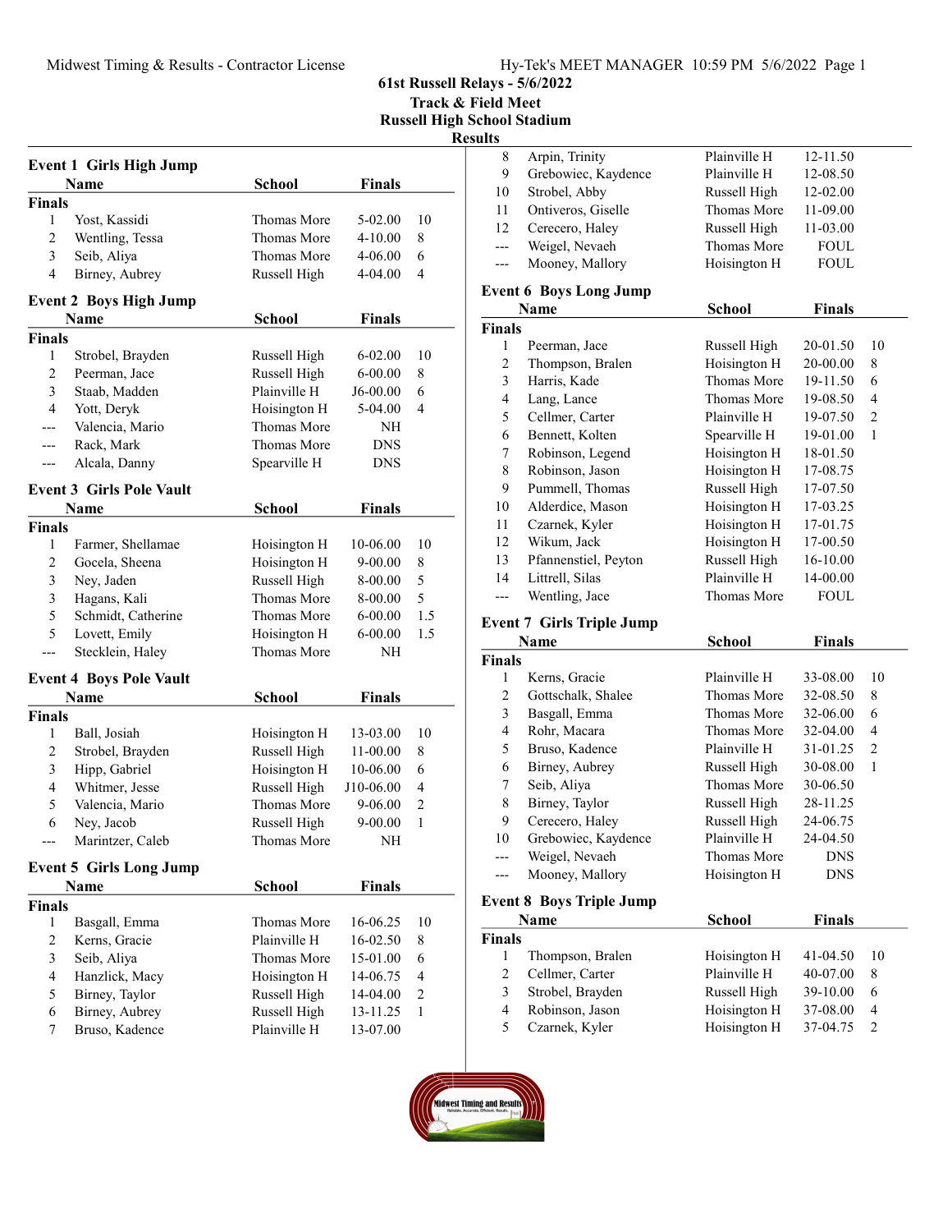# 61st Russell Relays - 5/6/2022

## Track & Field Meet

## Russell High School Stadium

## Results

### Event 1 Girls High Jump

| | Name | School | Finals | |
|---|---|---|---|---|
| **Finals** | | | | |
| 1 | Yost, Kassidi | Thomas More | 5-02.00 | 10 |
| 2 | Wentling, Tessa | Thomas More | 4-10.00 | 8 |
| 3 | Seib, Aliya | Thomas More | 4-06.00 | 6 |
| 4 | Birney, Aubrey | Russell High | 4-04.00 | 4 |

### Event 2 Boys High Jump

| | Name | School | Finals | |
|---|---|---|---|---|
| **Finals** | | | | |
| 1 | Strobel, Brayden | Russell High | 6-02.00 | 10 |
| 2 | Peerman, Jace | Russell High | 6-00.00 | 8 |
| 3 | Staab, Madden | Plainville H | J6-00.00 | 6 |
| 4 | Yott, Deryk | Hoisington H | 5-04.00 | 4 |
| --- | Valencia, Mario | Thomas More | NH | |
| --- | Rack, Mark | Thomas More | DNS | |
| --- | Alcala, Danny | Spearville H | DNS | |

### Event 3 Girls Pole Vault

| | Name | School | Finals | |
|---|---|---|---|---|
| **Finals** | | | | |
| 1 | Farmer, Shellamae | Hoisington H | 10-06.00 | 10 |
| 2 | Gocela, Sheena | Hoisington H | 9-00.00 | 8 |
| 3 | Ney, Jaden | Russell High | 8-00.00 | 5 |
| 3 | Hagans, Kali | Thomas More | 8-00.00 | 5 |
| 5 | Schmidt, Catherine | Thomas More | 6-00.00 | 1.5 |
| 5 | Lovett, Emily | Hoisington H | 6-00.00 | 1.5 |
| --- | Stecklein, Haley | Thomas More | NH | |

### Event 4 Boys Pole Vault

| | Name | School | Finals | |
|---|---|---|---|---|
| **Finals** | | | | |
| 1 | Ball, Josiah | Hoisington H | 13-03.00 | 10 |
| 2 | Strobel, Brayden | Russell High | 11-00.00 | 8 |
| 3 | Hipp, Gabriel | Hoisington H | 10-06.00 | 6 |
| 4 | Whitmer, Jesse | Russell High | J10-06.00 | 4 |
| 5 | Valencia, Mario | Thomas More | 9-06.00 | 2 |
| 6 | Ney, Jacob | Russell High | 9-00.00 | 1 |
| --- | Marintzer, Caleb | Thomas More | NH | |

### Event 5 Girls Long Jump

| | Name | School | Finals | |
|---|---|---|---|---|
| **Finals** | | | | |
| 1 | Basgall, Emma | Thomas More | 16-06.25 | 10 |
| 2 | Kerns, Gracie | Plainville H | 16-02.50 | 8 |
| 3 | Seib, Aliya | Thomas More | 15-01.00 | 6 |
| 4 | Hanzlick, Macy | Hoisington H | 14-06.75 | 4 |
| 5 | Birney, Taylor | Russell High | 14-04.00 | 2 |
| 6 | Birney, Aubrey | Russell High | 13-11.25 | 1 |
| 7 | Bruso, Kadence | Plainville H | 13-07.00 | |
| 8 | Arpin, Trinity | Plainville H | 12-11.50 | |
| 9 | Grebowiec, Kaydence | Plainville H | 12-08.50 | |
| 10 | Strobel, Abby | Russell High | 12-02.00 | |
| 11 | Ontiveros, Giselle | Thomas More | 11-09.00 | |
| 12 | Cerecero, Haley | Russell High | 11-03.00 | |
| --- | Weigel, Nevaeh | Thomas More | FOUL | |
| --- | Mooney, Mallory | Hoisington H | FOUL | |

### Event 6 Boys Long Jump

| | Name | School | Finals | |
|---|---|---|---|---|
| **Finals** | | | | |
| 1 | Peerman, Jace | Russell High | 20-01.50 | 10 |
| 2 | Thompson, Bralen | Hoisington H | 20-00.00 | 8 |
| 3 | Harris, Kade | Thomas More | 19-11.50 | 6 |
| 4 | Lang, Lance | Thomas More | 19-08.50 | 4 |
| 5 | Cellmer, Carter | Plainville H | 19-07.50 | 2 |
| 6 | Bennett, Kolten | Spearville H | 19-01.00 | 1 |
| 7 | Robinson, Legend | Hoisington H | 18-01.50 | |
| 8 | Robinson, Jason | Hoisington H | 17-08.75 | |
| 9 | Pummell, Thomas | Russell High | 17-07.50 | |
| 10 | Alderdice, Mason | Hoisington H | 17-03.25 | |
| 11 | Czarnek, Kyler | Hoisington H | 17-01.75 | |
| 12 | Wikum, Jack | Hoisington H | 17-00.50 | |
| 13 | Pfannenstiel, Peyton | Russell High | 16-10.00 | |
| 14 | Littrell, Silas | Plainville H | 14-00.00 | |
| --- | Wentling, Jace | Thomas More | FOUL | |

### Event 7 Girls Triple Jump

| | Name | School | Finals | |
|---|---|---|---|---|
| **Finals** | | | | |
| 1 | Kerns, Gracie | Plainville H | 33-08.00 | 10 |
| 2 | Gottschalk, Shalee | Thomas More | 32-08.50 | 8 |
| 3 | Basgall, Emma | Thomas More | 32-06.00 | 6 |
| 4 | Rohr, Macara | Thomas More | 32-04.00 | 4 |
| 5 | Bruso, Kadence | Plainville H | 31-01.25 | 2 |
| 6 | Birney, Aubrey | Russell High | 30-08.00 | 1 |
| 7 | Seib, Aliya | Thomas More | 30-06.50 | |
| 8 | Birney, Taylor | Russell High | 28-11.25 | |
| 9 | Cerecero, Haley | Russell High | 24-06.75 | |
| 10 | Grebowiec, Kaydence | Plainville H | 24-04.50 | |
| --- | Weigel, Nevaeh | Thomas More | DNS | |
| --- | Mooney, Mallory | Hoisington H | DNS | |

### Event 8 Boys Triple Jump

| | Name | School | Finals | |
|---|---|---|---|---|
| **Finals** | | | | |
| 1 | Thompson, Bralen | Hoisington H | 41-04.50 | 10 |
| 2 | Cellmer, Carter | Plainville H | 40-07.00 | 8 |
| 3 | Strobel, Brayden | Russell High | 39-10.00 | 6 |
| 4 | Robinson, Jason | Hoisington H | 37-08.00 | 4 |
| 5 | Czarnek, Kyler | Hoisington H | 37-04.75 | 2 |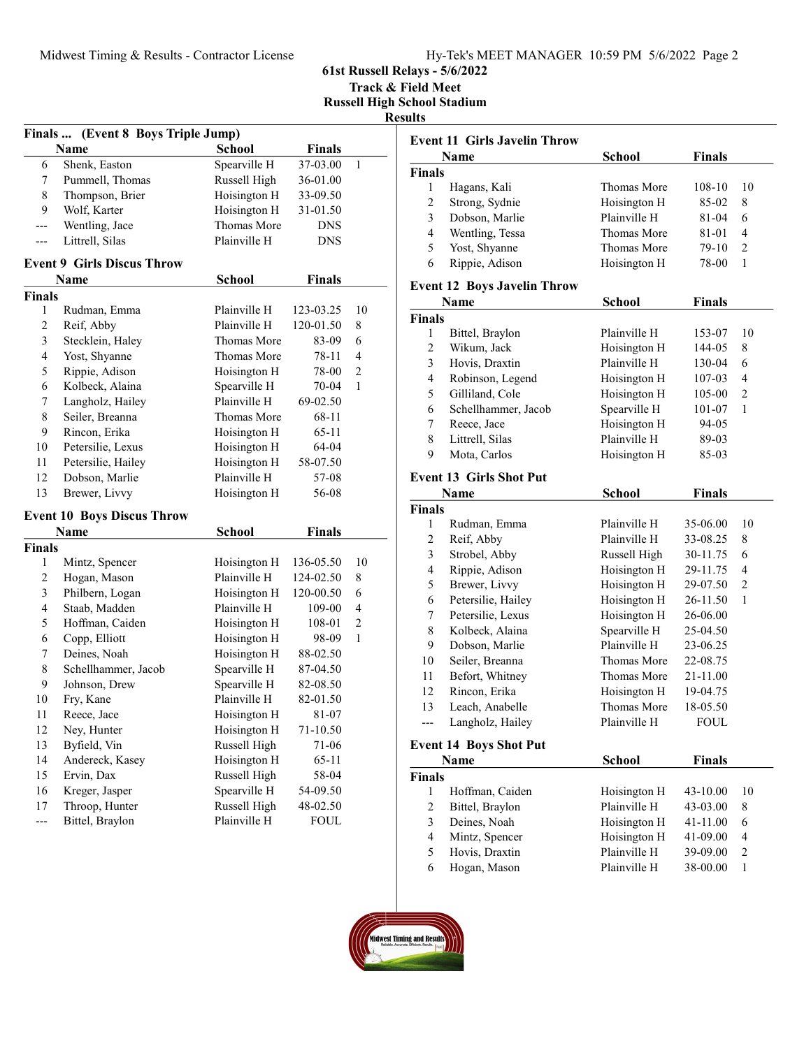# 61st Russell Relays - 5/6/2022
## Track & Field Meet
## Russell High School Stadium
## Results

### Finals ... (Event 8 Boys Triple Jump)

| | Name | School | Finals | |
|---|---|---|---|---|
| 6 | Shenk, Easton | Spearville H | 37-03.00 | 1 |
| 7 | Pummell, Thomas | Russell High | 36-01.00 | |
| 8 | Thompson, Brier | Hoisington H | 33-09.50 | |
| 9 | Wolf, Karter | Hoisington H | 31-01.50 | |
| --- | Wentling, Jace | Thomas More | DNS | |
| --- | Littrell, Silas | Plainville H | DNS | |

### Event 9 Girls Discus Throw

| | Name | School | Finals | |
|---|---|---|---|---|
| **Finals** | | | | |
| 1 | Rudman, Emma | Plainville H | 123-03.25 | 10 |
| 2 | Reif, Abby | Plainville H | 120-01.50 | 8 |
| 3 | Stecklein, Haley | Thomas More | 83-09 | 6 |
| 4 | Yost, Shyanne | Thomas More | 78-11 | 4 |
| 5 | Rippie, Adison | Hoisington H | 78-00 | 2 |
| 6 | Kolbeck, Alaina | Spearville H | 70-04 | 1 |
| 7 | Langholz, Hailey | Plainville H | 69-02.50 | |
| 8 | Seiler, Breanna | Thomas More | 68-11 | |
| 9 | Rincon, Erika | Hoisington H | 65-11 | |
| 10 | Petersilie, Lexus | Hoisington H | 64-04 | |
| 11 | Petersilie, Hailey | Hoisington H | 58-07.50 | |
| 12 | Dobson, Marlie | Plainville H | 57-08 | |
| 13 | Brewer, Livvy | Hoisington H | 56-08 | |

### Event 10 Boys Discus Throw

| | Name | School | Finals | |
|---|---|---|---|---|
| **Finals** | | | | |
| 1 | Mintz, Spencer | Hoisington H | 136-05.50 | 10 |
| 2 | Hogan, Mason | Plainville H | 124-02.50 | 8 |
| 3 | Philbern, Logan | Hoisington H | 120-00.50 | 6 |
| 4 | Staab, Madden | Plainville H | 109-00 | 4 |
| 5 | Hoffman, Caiden | Hoisington H | 108-01 | 2 |
| 6 | Copp, Elliott | Hoisington H | 98-09 | 1 |
| 7 | Deines, Noah | Hoisington H | 88-02.50 | |
| 8 | Schellhammer, Jacob | Spearville H | 87-04.50 | |
| 9 | Johnson, Drew | Spearville H | 82-08.50 | |
| 10 | Fry, Kane | Plainville H | 82-01.50 | |
| 11 | Reece, Jace | Hoisington H | 81-07 | |
| 12 | Ney, Hunter | Hoisington H | 71-10.50 | |
| 13 | Byfield, Vin | Russell High | 71-06 | |
| 14 | Andereck, Kasey | Hoisington H | 65-11 | |
| 15 | Ervin, Dax | Russell High | 58-04 | |
| 16 | Kreger, Jasper | Spearville H | 54-09.50 | |
| 17 | Throop, Hunter | Russell High | 48-02.50 | |
| --- | Bittel, Braylon | Plainville H | FOUL | |

### Event 11 Girls Javelin Throw

| | Name | School | Finals | |
|---|---|---|---|---|
| **Finals** | | | | |
| 1 | Hagans, Kali | Thomas More | 108-10 | 10 |
| 2 | Strong, Sydnie | Hoisington H | 85-02 | 8 |
| 3 | Dobson, Marlie | Plainville H | 81-04 | 6 |
| 4 | Wentling, Tessa | Thomas More | 81-01 | 4 |
| 5 | Yost, Shyanne | Thomas More | 79-10 | 2 |
| 6 | Rippie, Adison | Hoisington H | 78-00 | 1 |

### Event 12 Boys Javelin Throw

| | Name | School | Finals | |
|---|---|---|---|---|
| **Finals** | | | | |
| 1 | Bittel, Braylon | Plainville H | 153-07 | 10 |
| 2 | Wikum, Jack | Hoisington H | 144-05 | 8 |
| 3 | Hovis, Draxtin | Plainville H | 130-04 | 6 |
| 4 | Robinson, Legend | Hoisington H | 107-03 | 4 |
| 5 | Gilliland, Cole | Hoisington H | 105-00 | 2 |
| 6 | Schellhammer, Jacob | Spearville H | 101-07 | 1 |
| 7 | Reece, Jace | Hoisington H | 94-05 | |
| 8 | Littrell, Silas | Plainville H | 89-03 | |
| 9 | Mota, Carlos | Hoisington H | 85-03 | |

### Event 13 Girls Shot Put

| | Name | School | Finals | |
|---|---|---|---|---|
| **Finals** | | | | |
| 1 | Rudman, Emma | Plainville H | 35-06.00 | 10 |
| 2 | Reif, Abby | Plainville H | 33-08.25 | 8 |
| 3 | Strobel, Abby | Russell High | 30-11.75 | 6 |
| 4 | Rippie, Adison | Hoisington H | 29-11.75 | 4 |
| 5 | Brewer, Livvy | Hoisington H | 29-07.50 | 2 |
| 6 | Petersilie, Hailey | Hoisington H | 26-11.50 | 1 |
| 7 | Petersilie, Lexus | Hoisington H | 26-06.00 | |
| 8 | Kolbeck, Alaina | Spearville H | 25-04.50 | |
| 9 | Dobson, Marlie | Plainville H | 23-06.25 | |
| 10 | Seiler, Breanna | Thomas More | 22-08.75 | |
| 11 | Befort, Whitney | Thomas More | 21-11.00 | |
| 12 | Rincon, Erika | Hoisington H | 19-04.75 | |
| 13 | Leach, Anabelle | Thomas More | 18-05.50 | |
| --- | Langholz, Hailey | Plainville H | FOUL | |

### Event 14 Boys Shot Put

| | Name | School | Finals | |
|---|---|---|---|---|
| **Finals** | | | | |
| 1 | Hoffman, Caiden | Hoisington H | 43-10.00 | 10 |
| 2 | Bittel, Braylon | Plainville H | 43-03.00 | 8 |
| 3 | Deines, Noah | Hoisington H | 41-11.00 | 6 |
| 4 | Mintz, Spencer | Hoisington H | 41-09.00 | 4 |
| 5 | Hovis, Draxtin | Plainville H | 39-09.00 | 2 |
| 6 | Hogan, Mason | Plainville H | 38-00.00 | 1 |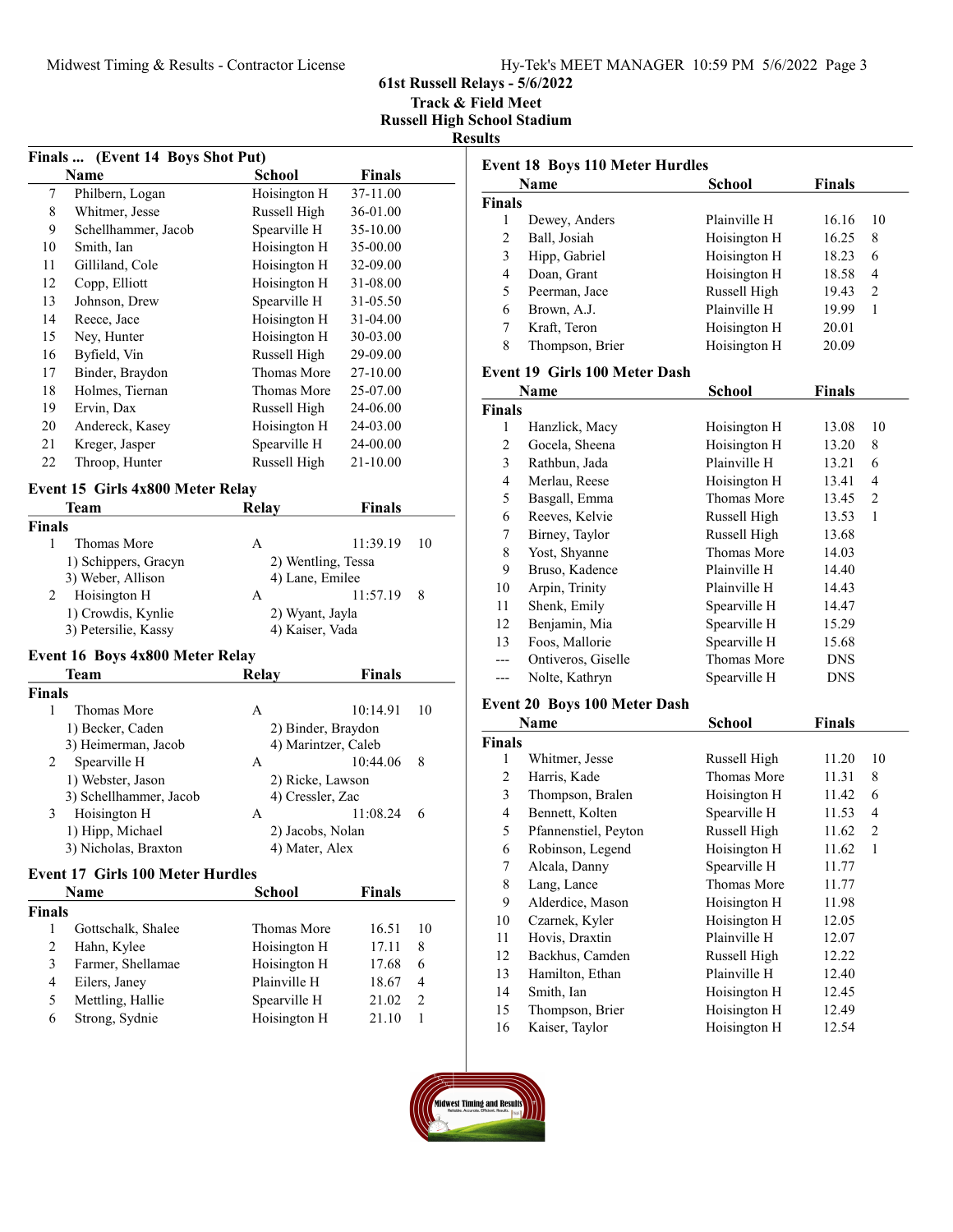61st Russell Relays - 5/6/2022
Track & Field Meet
Russell High School Stadium
Results

### Finals ... (Event 14 Boys Shot Put)

| | Name | School | Finals |
|---|---|---|---|
| 7 | Philbern, Logan | Hoisington H | 37-11.00 |
| 8 | Whitmer, Jesse | Russell High | 36-01.00 |
| 9 | Schellhammer, Jacob | Spearville H | 35-10.00 |
| 10 | Smith, Ian | Hoisington H | 35-00.00 |
| 11 | Gilliland, Cole | Hoisington H | 32-09.00 |
| 12 | Copp, Elliott | Hoisington H | 31-08.00 |
| 13 | Johnson, Drew | Spearville H | 31-05.50 |
| 14 | Reece, Jace | Hoisington H | 31-04.00 |
| 15 | Ney, Hunter | Hoisington H | 30-03.00 |
| 16 | Byfield, Vin | Russell High | 29-09.00 |
| 17 | Binder, Braydon | Thomas More | 27-10.00 |
| 18 | Holmes, Tiernan | Thomas More | 25-07.00 |
| 19 | Ervin, Dax | Russell High | 24-06.00 |
| 20 | Andereck, Kasey | Hoisington H | 24-03.00 |
| 21 | Kreger, Jasper | Spearville H | 24-00.00 |
| 22 | Throop, Hunter | Russell High | 21-10.00 |

### Event 15 Girls 4x800 Meter Relay

**Finals**

| | Team | Relay | Finals | |
|---|---|---|---|---|
| 1 | Thomas More | A | 11:39.19 | 10 |
| | 1) Schippers, Gracyn | 2) Wentling, Tessa | | |
| | 3) Weber, Allison | 4) Lane, Emilee | | |
| 2 | Hoisington H | A | 11:57.19 | 8 |
| | 1) Crowdis, Kynlie | 2) Wyant, Jayla | | |
| | 3) Petersilie, Kassy | 4) Kaiser, Vada | | |

### Event 16 Boys 4x800 Meter Relay

**Finals**

| | Team | Relay | Finals | |
|---|---|---|---|---|
| 1 | Thomas More | A | 10:14.91 | 10 |
| | 1) Becker, Caden | 2) Binder, Braydon | | |
| | 3) Heimerman, Jacob | 4) Marintzer, Caleb | | |
| 2 | Spearville H | A | 10:44.06 | 8 |
| | 1) Webster, Jason | 2) Ricke, Lawson | | |
| | 3) Schellhammer, Jacob | 4) Cressler, Zac | | |
| 3 | Hoisington H | A | 11:08.24 | 6 |
| | 1) Hipp, Michael | 2) Jacobs, Nolan | | |
| | 3) Nicholas, Braxton | 4) Mater, Alex | | |

### Event 17 Girls 100 Meter Hurdles

**Finals**

| | Name | School | Finals | |
|---|---|---|---|---|
| 1 | Gottschalk, Shalee | Thomas More | 16.51 | 10 |
| 2 | Hahn, Kylee | Hoisington H | 17.11 | 8 |
| 3 | Farmer, Shellamae | Hoisington H | 17.68 | 6 |
| 4 | Eilers, Janey | Plainville H | 18.67 | 4 |
| 5 | Mettling, Hallie | Spearville H | 21.02 | 2 |
| 6 | Strong, Sydnie | Hoisington H | 21.10 | 1 |

### Event 18 Boys 110 Meter Hurdles

**Finals**

| | Name | School | Finals | |
|---|---|---|---|---|
| 1 | Dewey, Anders | Plainville H | 16.16 | 10 |
| 2 | Ball, Josiah | Hoisington H | 16.25 | 8 |
| 3 | Hipp, Gabriel | Hoisington H | 18.23 | 6 |
| 4 | Doan, Grant | Hoisington H | 18.58 | 4 |
| 5 | Peerman, Jace | Russell High | 19.43 | 2 |
| 6 | Brown, A.J. | Plainville H | 19.99 | 1 |
| 7 | Kraft, Teron | Hoisington H | 20.01 | |
| 8 | Thompson, Brier | Hoisington H | 20.09 | |

### Event 19 Girls 100 Meter Dash

**Finals**

| | Name | School | Finals | |
|---|---|---|---|---|
| 1 | Hanzlick, Macy | Hoisington H | 13.08 | 10 |
| 2 | Gocela, Sheena | Hoisington H | 13.20 | 8 |
| 3 | Rathbun, Jada | Plainville H | 13.21 | 6 |
| 4 | Merlau, Reese | Hoisington H | 13.41 | 4 |
| 5 | Basgall, Emma | Thomas More | 13.45 | 2 |
| 6 | Reeves, Kelvie | Russell High | 13.53 | 1 |
| 7 | Birney, Taylor | Russell High | 13.68 | |
| 8 | Yost, Shyanne | Thomas More | 14.03 | |
| 9 | Bruso, Kadence | Plainville H | 14.40 | |
| 10 | Arpin, Trinity | Plainville H | 14.43 | |
| 11 | Shenk, Emily | Spearville H | 14.47 | |
| 12 | Benjamin, Mia | Spearville H | 15.29 | |
| 13 | Foos, Mallorie | Spearville H | 15.68 | |
| --- | Ontiveros, Giselle | Thomas More | DNS | |
| --- | Nolte, Kathryn | Spearville H | DNS | |

### Event 20 Boys 100 Meter Dash

**Finals**

| | Name | School | Finals | |
|---|---|---|---|---|
| 1 | Whitmer, Jesse | Russell High | 11.20 | 10 |
| 2 | Harris, Kade | Thomas More | 11.31 | 8 |
| 3 | Thompson, Bralen | Hoisington H | 11.42 | 6 |
| 4 | Bennett, Kolten | Spearville H | 11.53 | 4 |
| 5 | Pfannenstiel, Peyton | Russell High | 11.62 | 2 |
| 6 | Robinson, Legend | Hoisington H | 11.62 | 1 |
| 7 | Alcala, Danny | Spearville H | 11.77 | |
| 8 | Lang, Lance | Thomas More | 11.77 | |
| 9 | Alderdice, Mason | Hoisington H | 11.98 | |
| 10 | Czarnek, Kyler | Hoisington H | 12.05 | |
| 11 | Hovis, Draxtin | Plainville H | 12.07 | |
| 12 | Backhus, Camden | Russell High | 12.22 | |
| 13 | Hamilton, Ethan | Plainville H | 12.40 | |
| 14 | Smith, Ian | Hoisington H | 12.45 | |
| 15 | Thompson, Brier | Hoisington H | 12.49 | |
| 16 | Kaiser, Taylor | Hoisington H | 12.54 | |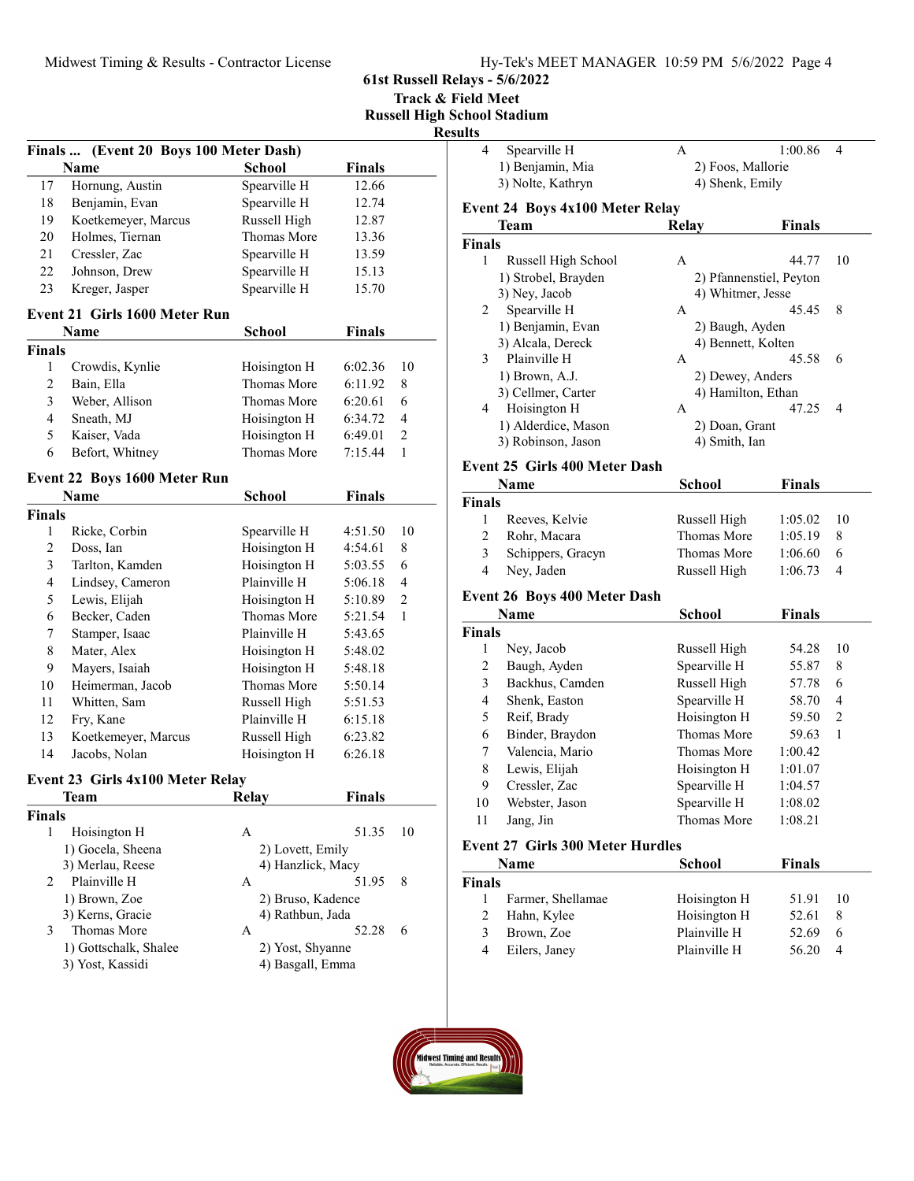61st Russell Relays - 5/6/2022
Track & Field Meet
Russell High School Stadium
Results

### Finals ... (Event 20 Boys 100 Meter Dash)

| | Name | School | Finals |
|---|---|---|---|
| 17 | Hornung, Austin | Spearville H | 12.66 |
| 18 | Benjamin, Evan | Spearville H | 12.74 |
| 19 | Koetkemeyer, Marcus | Russell High | 12.87 |
| 20 | Holmes, Tiernan | Thomas More | 13.36 |
| 21 | Cressler, Zac | Spearville H | 13.59 |
| 22 | Johnson, Drew | Spearville H | 15.13 |
| 23 | Kreger, Jasper | Spearville H | 15.70 |

### Event 21 Girls 1600 Meter Run

| | Name | School | Finals | |
|---|---|---|---|---|
| **Finals** | | | | |
| 1 | Crowdis, Kynlie | Hoisington H | 6:02.36 | 10 |
| 2 | Bain, Ella | Thomas More | 6:11.92 | 8 |
| 3 | Weber, Allison | Thomas More | 6:20.61 | 6 |
| 4 | Sneath, MJ | Hoisington H | 6:34.72 | 4 |
| 5 | Kaiser, Vada | Hoisington H | 6:49.01 | 2 |
| 6 | Befort, Whitney | Thomas More | 7:15.44 | 1 |

### Event 22 Boys 1600 Meter Run

| | Name | School | Finals | |
|---|---|---|---|---|
| **Finals** | | | | |
| 1 | Ricke, Corbin | Spearville H | 4:51.50 | 10 |
| 2 | Doss, Ian | Hoisington H | 4:54.61 | 8 |
| 3 | Tarlton, Kamden | Hoisington H | 5:03.55 | 6 |
| 4 | Lindsey, Cameron | Plainville H | 5:06.18 | 4 |
| 5 | Lewis, Elijah | Hoisington H | 5:10.89 | 2 |
| 6 | Becker, Caden | Thomas More | 5:21.54 | 1 |
| 7 | Stamper, Isaac | Plainville H | 5:43.65 | |
| 8 | Mater, Alex | Hoisington H | 5:48.02 | |
| 9 | Mayers, Isaiah | Hoisington H | 5:48.18 | |
| 10 | Heimerman, Jacob | Thomas More | 5:50.14 | |
| 11 | Whitten, Sam | Russell High | 5:51.53 | |
| 12 | Fry, Kane | Plainville H | 6:15.18 | |
| 13 | Koetkemeyer, Marcus | Russell High | 6:23.82 | |
| 14 | Jacobs, Nolan | Hoisington H | 6:26.18 | |

### Event 23 Girls 4x100 Meter Relay

| | Team | Relay | Finals | |
|---|---|---|---|---|
| **Finals** | | | | |
| 1 | Hoisington H | A | 51.35 | 10 |
| | 1) Gocela, Sheena | 2) Lovett, Emily | | |
| | 3) Merlau, Reese | 4) Hanzlick, Macy | | |
| 2 | Plainville H | A | 51.95 | 8 |
| | 1) Brown, Zoe | 2) Bruso, Kadence | | |
| | 3) Kerns, Gracie | 4) Rathbun, Jada | | |
| 3 | Thomas More | A | 52.28 | 6 |
| | 1) Gottschalk, Shalee | 2) Yost, Shyanne | | |
| | 3) Yost, Kassidi | 4) Basgall, Emma | | |
| 4 | Spearville H | A | 1:00.86 | 4 |
| | 1) Benjamin, Mia | 2) Foos, Mallorie | | |
| | 3) Nolte, Kathryn | 4) Shenk, Emily | | |

### Event 24 Boys 4x100 Meter Relay

| | Team | Relay | Finals | |
|---|---|---|---|---|
| **Finals** | | | | |
| 1 | Russell High School | A | 44.77 | 10 |
| | 1) Strobel, Brayden | 2) Pfannenstiel, Peyton | | |
| | 3) Ney, Jacob | 4) Whitmer, Jesse | | |
| 2 | Spearville H | A | 45.45 | 8 |
| | 1) Benjamin, Evan | 2) Baugh, Ayden | | |
| | 3) Alcala, Dereck | 4) Bennett, Kolten | | |
| 3 | Plainville H | A | 45.58 | 6 |
| | 1) Brown, A.J. | 2) Dewey, Anders | | |
| | 3) Cellmer, Carter | 4) Hamilton, Ethan | | |
| 4 | Hoisington H | A | 47.25 | 4 |
| | 1) Alderdice, Mason | 2) Doan, Grant | | |
| | 3) Robinson, Jason | 4) Smith, Ian | | |

### Event 25 Girls 400 Meter Dash

| | Name | School | Finals | |
|---|---|---|---|---|
| **Finals** | | | | |
| 1 | Reeves, Kelvie | Russell High | 1:05.02 | 10 |
| 2 | Rohr, Macara | Thomas More | 1:05.19 | 8 |
| 3 | Schippers, Gracyn | Thomas More | 1:06.60 | 6 |
| 4 | Ney, Jaden | Russell High | 1:06.73 | 4 |

### Event 26 Boys 400 Meter Dash

| | Name | School | Finals | |
|---|---|---|---|---|
| **Finals** | | | | |
| 1 | Ney, Jacob | Russell High | 54.28 | 10 |
| 2 | Baugh, Ayden | Spearville H | 55.87 | 8 |
| 3 | Backhus, Camden | Russell High | 57.78 | 6 |
| 4 | Shenk, Easton | Spearville H | 58.70 | 4 |
| 5 | Reif, Brady | Hoisington H | 59.50 | 2 |
| 6 | Binder, Braydon | Thomas More | 59.63 | 1 |
| 7 | Valencia, Mario | Thomas More | 1:00.42 | |
| 8 | Lewis, Elijah | Hoisington H | 1:01.07 | |
| 9 | Cressler, Zac | Spearville H | 1:04.57 | |
| 10 | Webster, Jason | Spearville H | 1:08.02 | |
| 11 | Jang, Jin | Thomas More | 1:08.21 | |

### Event 27 Girls 300 Meter Hurdles

| | Name | School | Finals | |
|---|---|---|---|---|
| **Finals** | | | | |
| 1 | Farmer, Shellamae | Hoisington H | 51.91 | 10 |
| 2 | Hahn, Kylee | Hoisington H | 52.61 | 8 |
| 3 | Brown, Zoe | Plainville H | 52.69 | 6 |
| 4 | Eilers, Janey | Plainville H | 56.20 | 4 |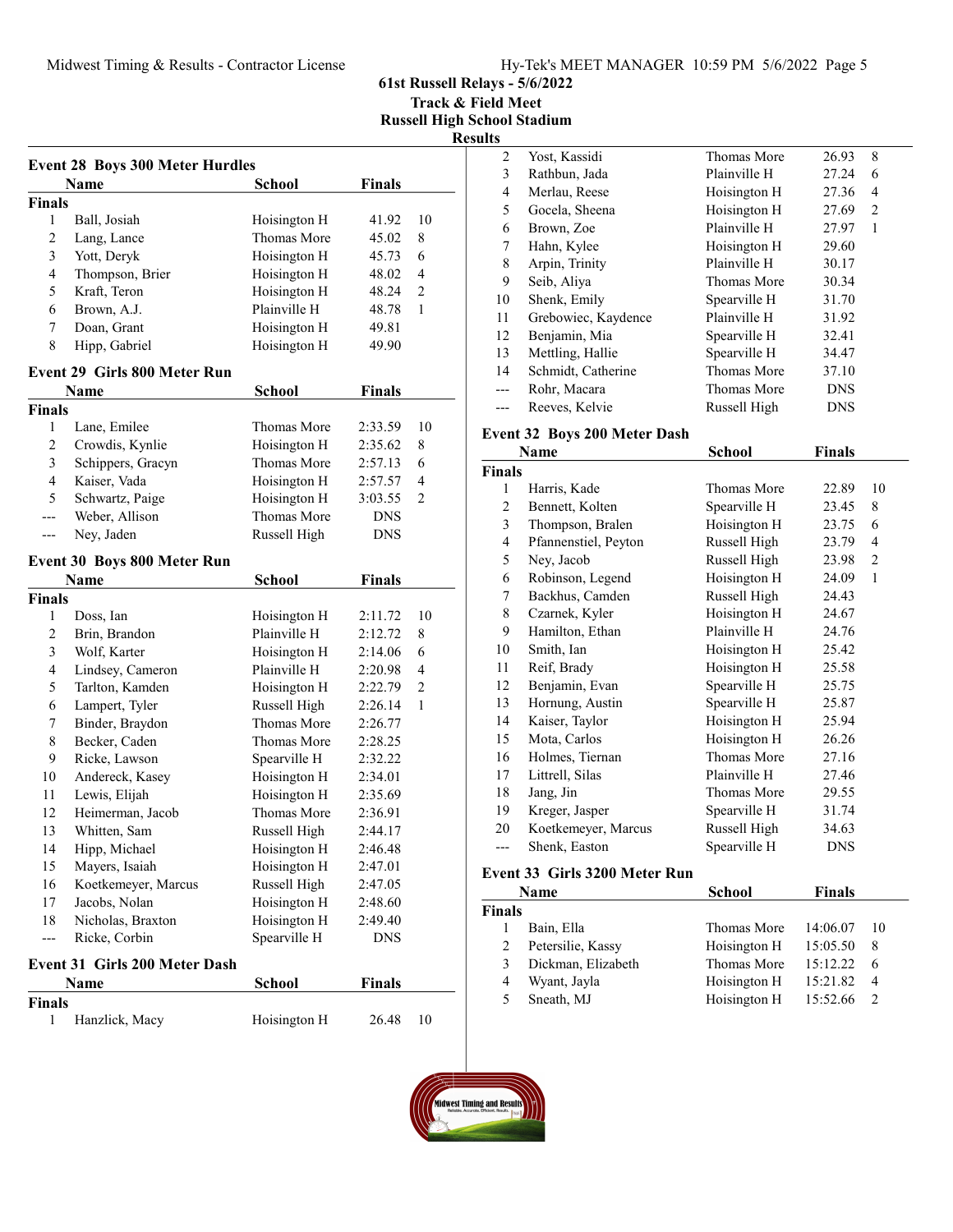61st Russell Relays - 5/6/2022
Track & Field Meet
Russell High School Stadium
Results

### Event 28 Boys 300 Meter Hurdles

| | Name | School | Finals | |
|---|---|---|---|---|
| **Finals** | | | | |
| 1 | Ball, Josiah | Hoisington H | 41.92 | 10 |
| 2 | Lang, Lance | Thomas More | 45.02 | 8 |
| 3 | Yott, Deryk | Hoisington H | 45.73 | 6 |
| 4 | Thompson, Brier | Hoisington H | 48.02 | 4 |
| 5 | Kraft, Teron | Hoisington H | 48.24 | 2 |
| 6 | Brown, A.J. | Plainville H | 48.78 | 1 |
| 7 | Doan, Grant | Hoisington H | 49.81 | |
| 8 | Hipp, Gabriel | Hoisington H | 49.90 | |

### Event 29 Girls 800 Meter Run

| | Name | School | Finals | |
|---|---|---|---|---|
| **Finals** | | | | |
| 1 | Lane, Emilee | Thomas More | 2:33.59 | 10 |
| 2 | Crowdis, Kynlie | Hoisington H | 2:35.62 | 8 |
| 3 | Schippers, Gracyn | Thomas More | 2:57.13 | 6 |
| 4 | Kaiser, Vada | Hoisington H | 2:57.57 | 4 |
| 5 | Schwartz, Paige | Hoisington H | 3:03.55 | 2 |
| --- | Weber, Allison | Thomas More | DNS | |
| --- | Ney, Jaden | Russell High | DNS | |

### Event 30 Boys 800 Meter Run

| | Name | School | Finals | |
|---|---|---|---|---|
| **Finals** | | | | |
| 1 | Doss, Ian | Hoisington H | 2:11.72 | 10 |
| 2 | Brin, Brandon | Plainville H | 2:12.72 | 8 |
| 3 | Wolf, Karter | Hoisington H | 2:14.06 | 6 |
| 4 | Lindsey, Cameron | Plainville H | 2:20.98 | 4 |
| 5 | Tarlton, Kamden | Hoisington H | 2:22.79 | 2 |
| 6 | Lampert, Tyler | Russell High | 2:26.14 | 1 |
| 7 | Binder, Braydon | Thomas More | 2:26.77 | |
| 8 | Becker, Caden | Thomas More | 2:28.25 | |
| 9 | Ricke, Lawson | Spearville H | 2:32.22 | |
| 10 | Andereck, Kasey | Hoisington H | 2:34.01 | |
| 11 | Lewis, Elijah | Hoisington H | 2:35.69 | |
| 12 | Heimerman, Jacob | Thomas More | 2:36.91 | |
| 13 | Whitten, Sam | Russell High | 2:44.17 | |
| 14 | Hipp, Michael | Hoisington H | 2:46.48 | |
| 15 | Mayers, Isaiah | Hoisington H | 2:47.01 | |
| 16 | Koetkemeyer, Marcus | Russell High | 2:47.05 | |
| 17 | Jacobs, Nolan | Hoisington H | 2:48.60 | |
| 18 | Nicholas, Braxton | Hoisington H | 2:49.40 | |
| --- | Ricke, Corbin | Spearville H | DNS | |

### Event 31 Girls 200 Meter Dash

| | Name | School | Finals | |
|---|---|---|---|---|
| **Finals** | | | | |
| 1 | Hanzlick, Macy | Hoisington H | 26.48 | 10 |
| 2 | Yost, Kassidi | Thomas More | 26.93 | 8 |
| 3 | Rathbun, Jada | Plainville H | 27.24 | 6 |
| 4 | Merlau, Reese | Hoisington H | 27.36 | 4 |
| 5 | Gocela, Sheena | Hoisington H | 27.69 | 2 |
| 6 | Brown, Zoe | Plainville H | 27.97 | 1 |
| 7 | Hahn, Kylee | Hoisington H | 29.60 | |
| 8 | Arpin, Trinity | Plainville H | 30.17 | |
| 9 | Seib, Aliya | Thomas More | 30.34 | |
| 10 | Shenk, Emily | Spearville H | 31.70 | |
| 11 | Grebowiec, Kaydence | Plainville H | 31.92 | |
| 12 | Benjamin, Mia | Spearville H | 32.41 | |
| 13 | Mettling, Hallie | Spearville H | 34.47 | |
| 14 | Schmidt, Catherine | Thomas More | 37.10 | |
| --- | Rohr, Macara | Thomas More | DNS | |
| --- | Reeves, Kelvie | Russell High | DNS | |

### Event 32 Boys 200 Meter Dash

| | Name | School | Finals | |
|---|---|---|---|---|
| **Finals** | | | | |
| 1 | Harris, Kade | Thomas More | 22.89 | 10 |
| 2 | Bennett, Kolten | Spearville H | 23.45 | 8 |
| 3 | Thompson, Bralen | Hoisington H | 23.75 | 6 |
| 4 | Pfannenstiel, Peyton | Russell High | 23.79 | 4 |
| 5 | Ney, Jacob | Russell High | 23.98 | 2 |
| 6 | Robinson, Legend | Hoisington H | 24.09 | 1 |
| 7 | Backhus, Camden | Russell High | 24.43 | |
| 8 | Czarnek, Kyler | Hoisington H | 24.67 | |
| 9 | Hamilton, Ethan | Plainville H | 24.76 | |
| 10 | Smith, Ian | Hoisington H | 25.42 | |
| 11 | Reif, Brady | Hoisington H | 25.58 | |
| 12 | Benjamin, Evan | Spearville H | 25.75 | |
| 13 | Hornung, Austin | Spearville H | 25.87 | |
| 14 | Kaiser, Taylor | Hoisington H | 25.94 | |
| 15 | Mota, Carlos | Hoisington H | 26.26 | |
| 16 | Holmes, Tiernan | Thomas More | 27.16 | |
| 17 | Littrell, Silas | Plainville H | 27.46 | |
| 18 | Jang, Jin | Thomas More | 29.55 | |
| 19 | Kreger, Jasper | Spearville H | 31.74 | |
| 20 | Koetkemeyer, Marcus | Russell High | 34.63 | |
| --- | Shenk, Easton | Spearville H | DNS | |

### Event 33 Girls 3200 Meter Run

| | Name | School | Finals | |
|---|---|---|---|---|
| **Finals** | | | | |
| 1 | Bain, Ella | Thomas More | 14:06.07 | 10 |
| 2 | Petersilie, Kassy | Hoisington H | 15:05.50 | 8 |
| 3 | Dickman, Elizabeth | Thomas More | 15:12.22 | 6 |
| 4 | Wyant, Jayla | Hoisington H | 15:21.82 | 4 |
| 5 | Sneath, MJ | Hoisington H | 15:52.66 | 2 |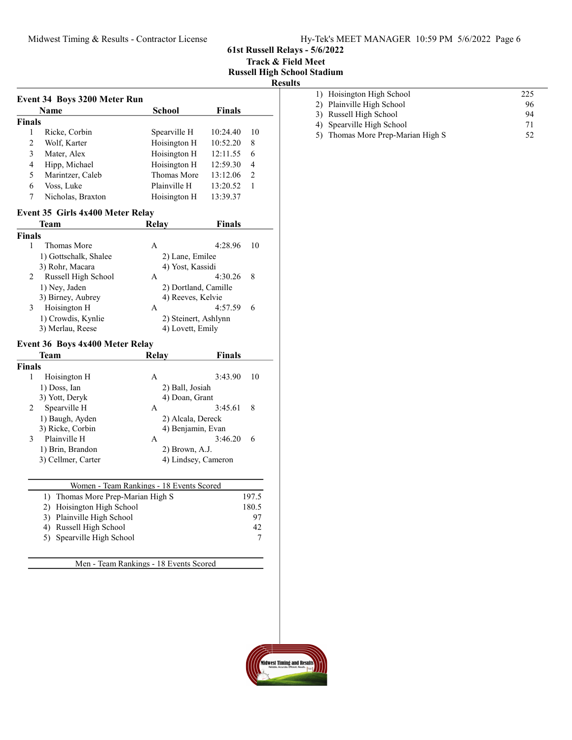# 61st Russell Relays - 5/6/2022
## Track & Field Meet
## Russell High School Stadium
## Results

### Event 34 Boys 3200 Meter Run

| | Name | School | Finals | |
|---|---|---|---|---|
| **Finals** | | | | |
| 1 | Ricke, Corbin | Spearville H | 10:24.40 | 10 |
| 2 | Wolf, Karter | Hoisington H | 10:52.20 | 8 |
| 3 | Mater, Alex | Hoisington H | 12:11.55 | 6 |
| 4 | Hipp, Michael | Hoisington H | 12:59.30 | 4 |
| 5 | Marintzer, Caleb | Thomas More | 13:12.06 | 2 |
| 6 | Voss, Luke | Plainville H | 13:20.52 | 1 |
| 7 | Nicholas, Braxton | Hoisington H | 13:39.37 | |

### Event 35 Girls 4x400 Meter Relay

| | Team | Relay | Finals | |
|---|---|---|---|---|
| **Finals** | | | | |
| 1 | Thomas More | A | 4:28.96 | 10 |
| | 1) Gottschalk, Shalee | 2) Lane, Emilee | | |
| | 3) Rohr, Macara | 4) Yost, Kassidi | | |
| 2 | Russell High School | A | 4:30.26 | 8 |
| | 1) Ney, Jaden | 2) Dortland, Camille | | |
| | 3) Birney, Aubrey | 4) Reeves, Kelvie | | |
| 3 | Hoisington H | A | 4:57.59 | 6 |
| | 1) Crowdis, Kynlie | 2) Steinert, Ashlynn | | |
| | 3) Merlau, Reese | 4) Lovett, Emily | | |

### Event 36 Boys 4x400 Meter Relay

| | Team | Relay | Finals | |
|---|---|---|---|---|
| **Finals** | | | | |
| 1 | Hoisington H | A | 3:43.90 | 10 |
| | 1) Doss, Ian | 2) Ball, Josiah | | |
| | 3) Yott, Deryk | 4) Doan, Grant | | |
| 2 | Spearville H | A | 3:45.61 | 8 |
| | 1) Baugh, Ayden | 2) Alcala, Dereck | | |
| | 3) Ricke, Corbin | 4) Benjamin, Evan | | |
| 3 | Plainville H | A | 3:46.20 | 6 |
| | 1) Brin, Brandon | 2) Brown, A.J. | | |
| | 3) Cellmer, Carter | 4) Lindsey, Cameron | | |

### Women - Team Rankings - 18 Events Scored

| | | |
|---|---|---|
| 1) | Thomas More Prep-Marian High S | 197.5 |
| 2) | Hoisington High School | 180.5 |
| 3) | Plainville High School | 97 |
| 4) | Russell High School | 42 |
| 5) | Spearville High School | 7 |

### Men - Team Rankings - 18 Events Scored

| | | |
|---|---|---|
| 1) | Hoisington High School | 225 |
| 2) | Plainville High School | 96 |
| 3) | Russell High School | 94 |
| 4) | Spearville High School | 71 |
| 5) | Thomas More Prep-Marian High S | 52 |